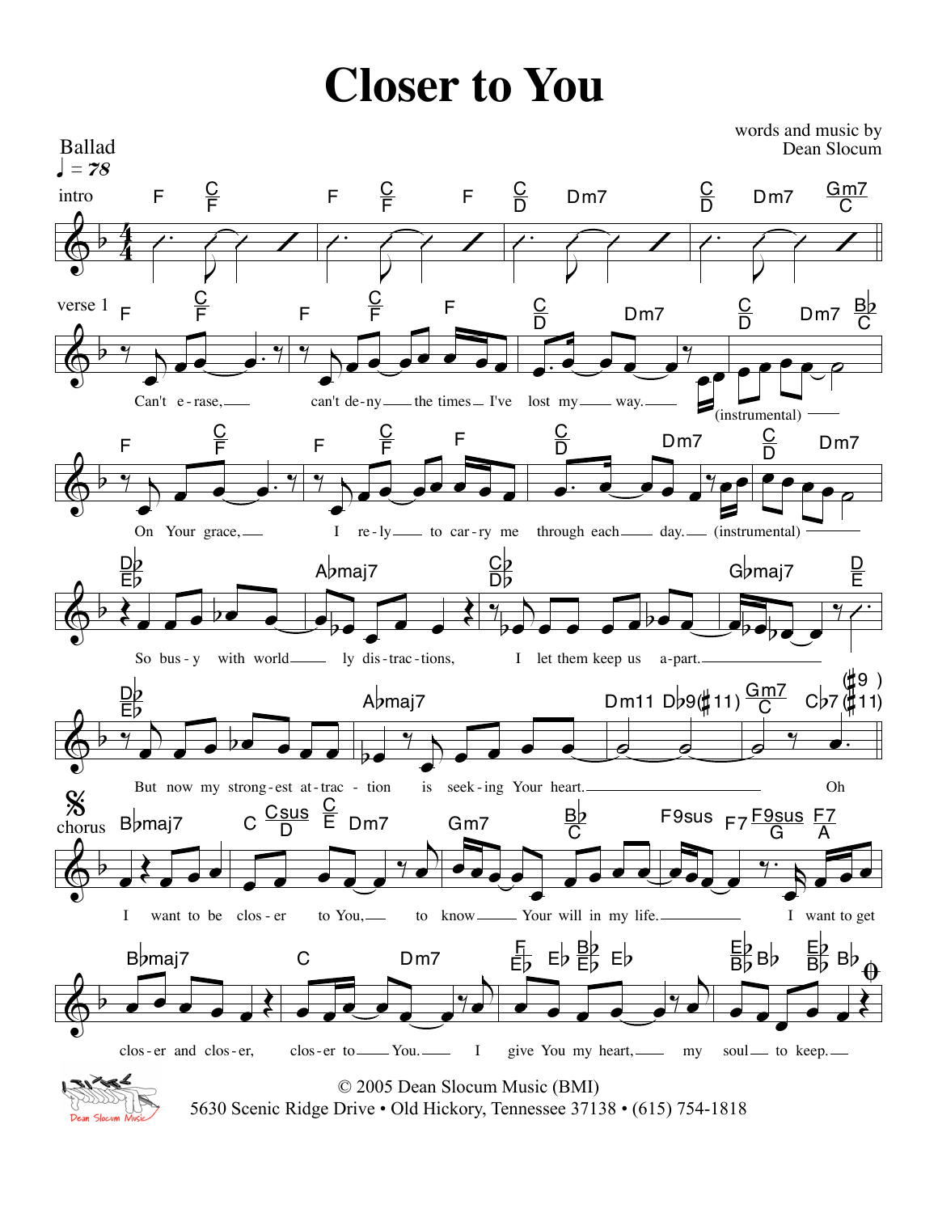# Closer to You

words and music by
Dean Slocum

Ballad
♩ = 78

intro

verse 1

Can't e-rase, can't de-ny the times I've lost my way. (instrumental)

On Your grace, I re-ly to car-ry me through each day. (instrumental)

So bus-y with world-ly dis-trac-tions, I let them keep us a-part.

But now my strong-est at-trac-tion is seek-ing Your heart. Oh

chorus

I want to be clos-er to You, to know Your will in my life. I want to get

clos-er and clos-er, clos-er to You. I give You my heart, my soul to keep.

© 2005 Dean Slocum Music (BMI)
5630 Scenic Ridge Drive • Old Hickory, Tennessee 37138 • (615) 754-1818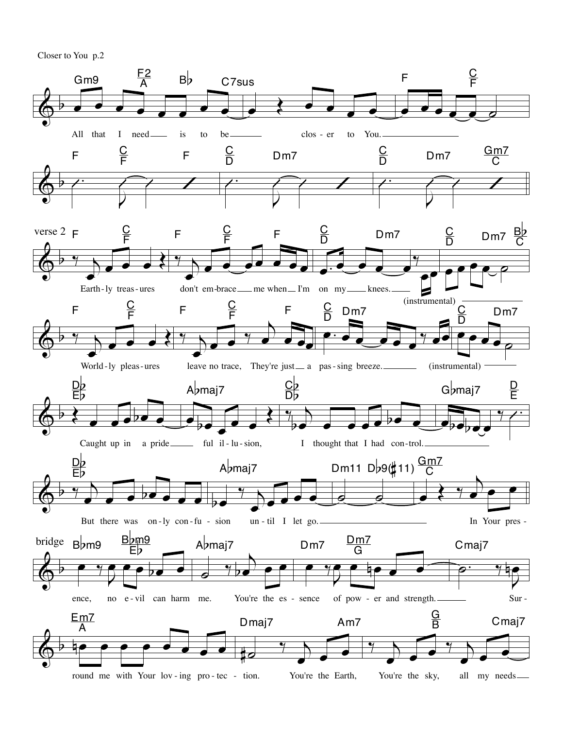All that I need is to be closer to You.

verse 2

Earth-ly treas-ures don't em-brace me when I'm on my knees.

(instrumental)

World-ly pleas-ures leave no trace, They're just a pas-sing breeze.

(instrumental)

Caught up in a pride ful il-lu-sion, I thought that I had con-trol.

But there was on-ly con-fu-sion un-til I let go.

In Your pres-

bridge

ence, no e-vil can harm me. You're the es-sence of pow-er and strength. Sur-

round me with Your lov-ing pro-tec-tion. You're the Earth, You're the sky, all my needs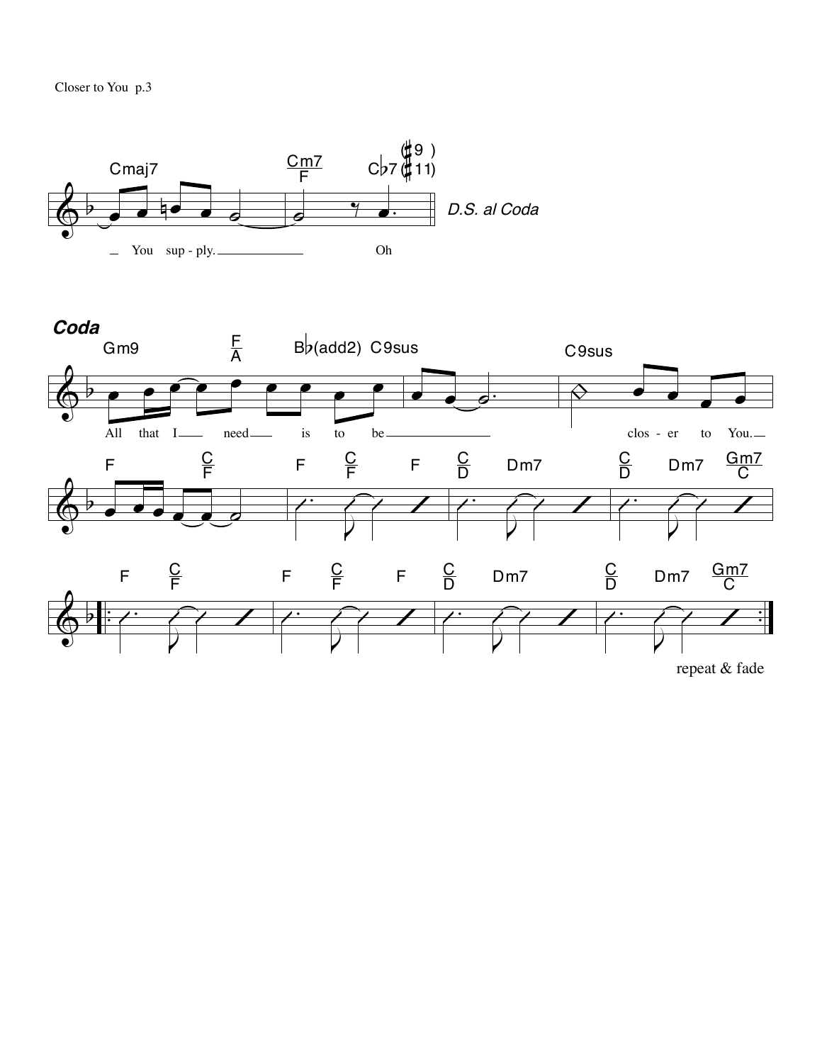Cmaj7 — Cm7/F — C♭7(♯9 ♯11)

_ You sup - ply. _ Oh

*D.S. al Coda*

## *Coda*

Gm9 — F/A — B♭(add2) C9sus — C9sus

All that I _ need _ is to be _ clos - er to You. _

F — C/F — F — C/F — F — C/D — Dm7 — C/D — Dm7 — Gm7/C

F — C/F — F — C/F — F — C/D — Dm7 — C/D — Dm7 — Gm7/C

repeat & fade